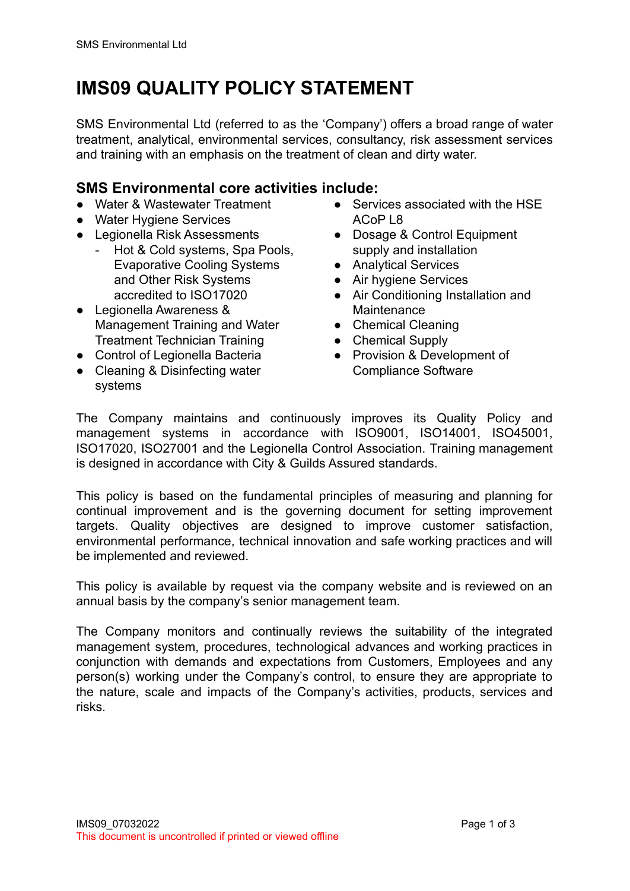// Page 1 of 3, document c236d51a5775

# IMS09 QUALITY POLICY STATEMENT

SMS Environmental Ltd (referred to as the 'Company') offers a broad range of water treatment, analytical, environmental services, consultancy, risk assessment services and training with an emphasis on the treatment of clean and dirty water.

## SMS Environmental core activities include:

- Water & Wastewater Treatment
- Water Hygiene Services
- Legionella Risk Assessments
  - Hot & Cold systems, Spa Pools, Evaporative Cooling Systems and Other Risk Systems accredited to ISO17020
- Legionella Awareness & Management Training and Water Treatment Technician Training
- Control of Legionella Bacteria
- Cleaning & Disinfecting water systems
- Services associated with the HSE ACoP L8
- Dosage & Control Equipment supply and installation
- Analytical Services
- Air hygiene Services
- Air Conditioning Installation and Maintenance
- Chemical Cleaning
- Chemical Supply
- Provision & Development of Compliance Software

The Company maintains and continuously improves its Quality Policy and management systems in accordance with ISO9001, ISO14001, ISO45001, ISO17020, ISO27001 and the Legionella Control Association. Training management is designed in accordance with City & Guilds Assured standards.

This policy is based on the fundamental principles of measuring and planning for continual improvement and is the governing document for setting improvement targets. Quality objectives are designed to improve customer satisfaction, environmental performance, technical innovation and safe working practices and will be implemented and reviewed.

This policy is available by request via the company website and is reviewed on an annual basis by the company's senior management team.

The Company monitors and continually reviews the suitability of the integrated management system, procedures, technological advances and working practices in conjunction with demands and expectations from Customers, Employees and any person(s) working under the Company's control, to ensure they are appropriate to the nature, scale and impacts of the Company's activities, products, services and risks.

IMS09_07032022

This document is uncontrolled if printed or viewed offline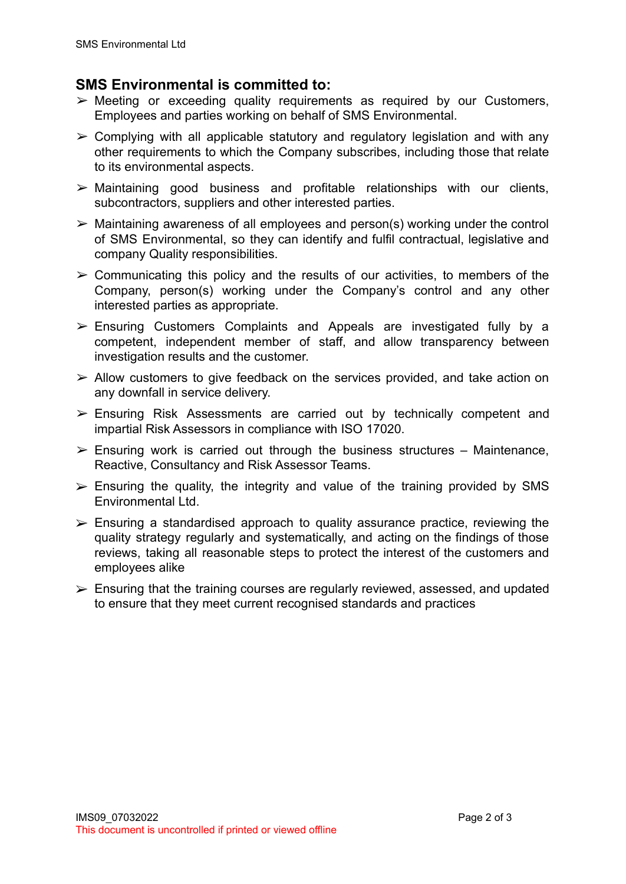## SMS Environmental is committed to:

- Meeting or exceeding quality requirements as required by our Customers, Employees and parties working on behalf of SMS Environmental.
- Complying with all applicable statutory and regulatory legislation and with any other requirements to which the Company subscribes, including those that relate to its environmental aspects.
- Maintaining good business and profitable relationships with our clients, subcontractors, suppliers and other interested parties.
- Maintaining awareness of all employees and person(s) working under the control of SMS Environmental, so they can identify and fulfil contractual, legislative and company Quality responsibilities.
- Communicating this policy and the results of our activities, to members of the Company, person(s) working under the Company's control and any other interested parties as appropriate.
- Ensuring Customers Complaints and Appeals are investigated fully by a competent, independent member of staff, and allow transparency between investigation results and the customer.
- Allow customers to give feedback on the services provided, and take action on any downfall in service delivery.
- Ensuring Risk Assessments are carried out by technically competent and impartial Risk Assessors in compliance with ISO 17020.
- Ensuring work is carried out through the business structures – Maintenance, Reactive, Consultancy and Risk Assessor Teams.
- Ensuring the quality, the integrity and value of the training provided by SMS Environmental Ltd.
- Ensuring a standardised approach to quality assurance practice, reviewing the quality strategy regularly and systematically, and acting on the findings of those reviews, taking all reasonable steps to protect the interest of the customers and employees alike
- Ensuring that the training courses are regularly reviewed, assessed, and updated to ensure that they meet current recognised standards and practices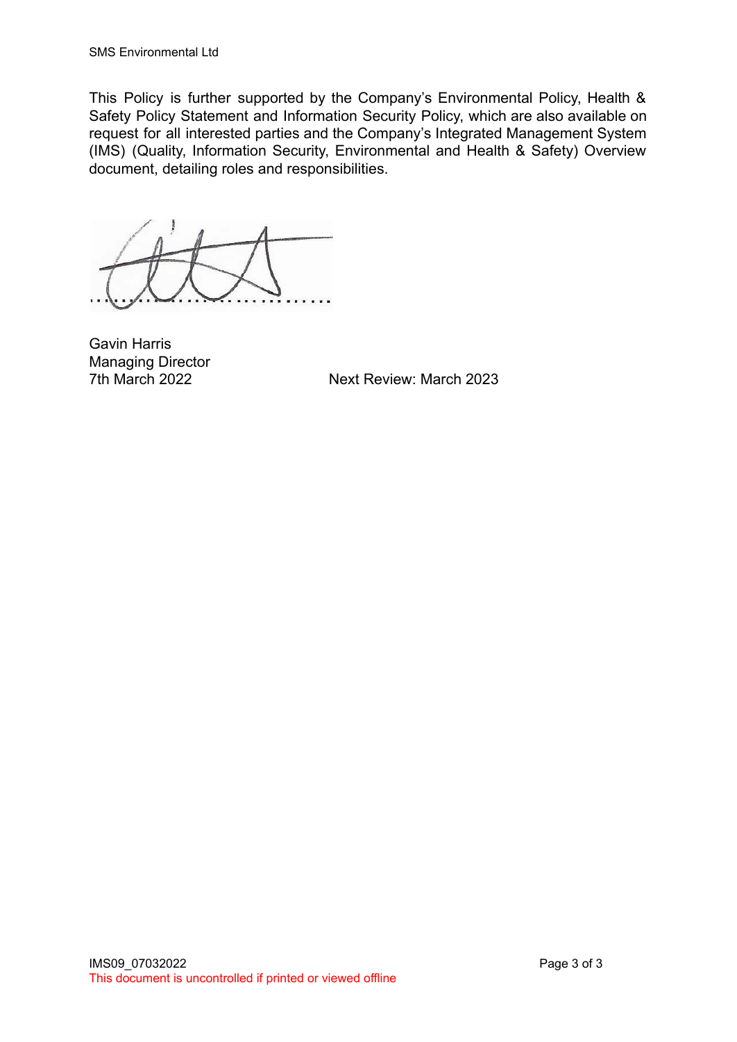This Policy is further supported by the Company's Environmental Policy, Health & Safety Policy Statement and Information Security Policy, which are also available on request for all interested parties and the Company's Integrated Management System (IMS) (Quality, Information Security, Environmental and Health & Safety) Overview document, detailing roles and responsibilities.

Gavin Harris
Managing Director
7th March 2022 Next Review: March 2023

IMS09_07032022

This document is uncontrolled if printed or viewed offline